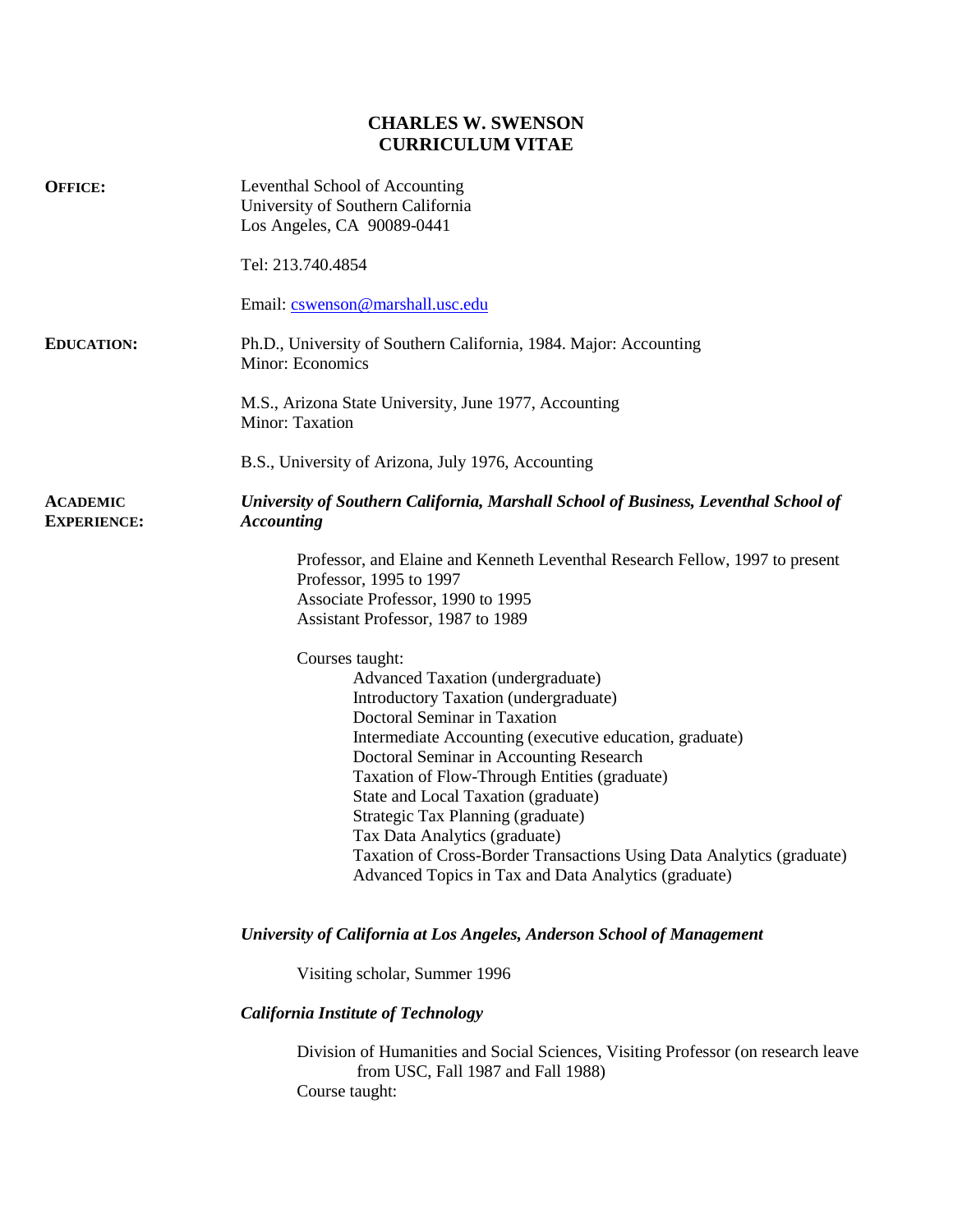# CHARLES W. SWENSON
# CURRICULUM VITAE

**OFFICE:**

Leventhal School of Accounting
University of Southern California
Los Angeles, CA 90089-0441

Tel: 213.740.4854

Email: cswenson@marshall.usc.edu

**EDUCATION:**

Ph.D., University of Southern California, 1984. Major: Accounting
Minor: Economics

M.S., Arizona State University, June 1977, Accounting
Minor: Taxation

B.S., University of Arizona, July 1976, Accounting

**ACADEMIC EXPERIENCE:**

***University of Southern California, Marshall School of Business, Leventhal School of Accounting***

Professor, and Elaine and Kenneth Leventhal Research Fellow, 1997 to present
Professor, 1995 to 1997
Associate Professor, 1990 to 1995
Assistant Professor, 1987 to 1989

Courses taught:

- Advanced Taxation (undergraduate)
- Introductory Taxation (undergraduate)
- Doctoral Seminar in Taxation
- Intermediate Accounting (executive education, graduate)
- Doctoral Seminar in Accounting Research
- Taxation of Flow-Through Entities (graduate)
- State and Local Taxation (graduate)
- Strategic Tax Planning (graduate)
- Tax Data Analytics (graduate)
- Taxation of Cross-Border Transactions Using Data Analytics (graduate)
- Advanced Topics in Tax and Data Analytics (graduate)

***University of California at Los Angeles, Anderson School of Management***

Visiting scholar, Summer 1996

***California Institute of Technology***

Division of Humanities and Social Sciences, Visiting Professor (on research leave from USC, Fall 1987 and Fall 1988)
Course taught: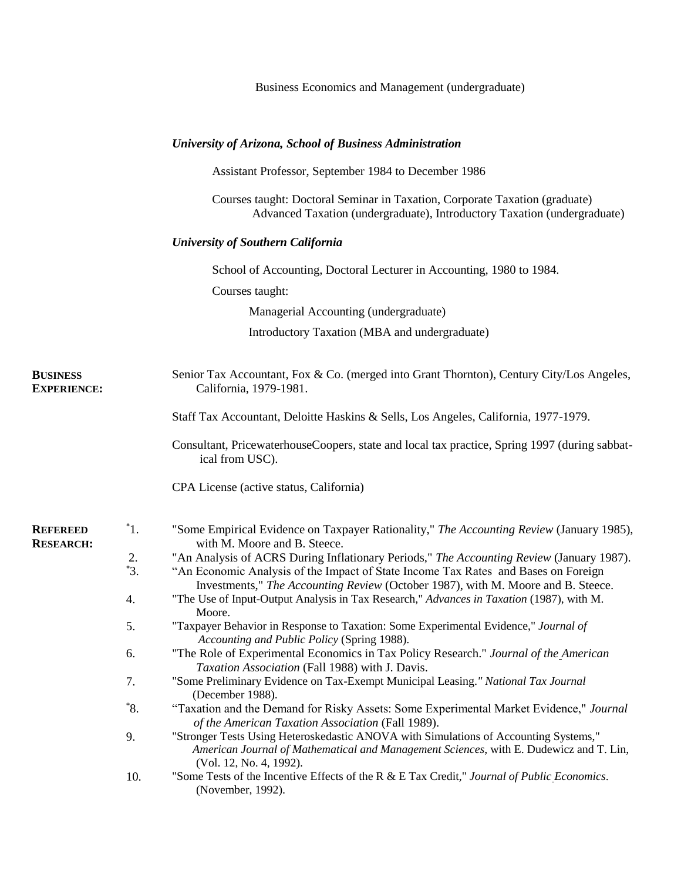Business Economics and Management (undergraduate)

***University of Arizona, School of Business Administration***

Assistant Professor, September 1984 to December 1986

Courses taught: Doctoral Seminar in Taxation, Corporate Taxation (graduate)
Advanced Taxation (undergraduate), Introductory Taxation (undergraduate)

***University of Southern California***

School of Accounting, Doctoral Lecturer in Accounting, 1980 to 1984.

Courses taught:

Managerial Accounting (undergraduate)

Introductory Taxation (MBA and undergraduate)

**BUSINESS EXPERIENCE:**

Senior Tax Accountant, Fox & Co. (merged into Grant Thornton), Century City/Los Angeles, California, 1979-1981.

Staff Tax Accountant, Deloitte Haskins & Sells, Los Angeles, California, 1977-1979.

Consultant, PricewaterhouseCoopers, state and local tax practice, Spring 1997 (during sabbatical from USC).

CPA License (active status, California)

**REFEREED RESEARCH:**

*1. "Some Empirical Evidence on Taxpayer Rationality," *The Accounting Review* (January 1985), with M. Moore and B. Steece.

2. "An Analysis of ACRS During Inflationary Periods," *The Accounting Review* (January 1987).

*3. "An Economic Analysis of the Impact of State Income Tax Rates and Bases on Foreign Investments," *The Accounting Review* (October 1987), with M. Moore and B. Steece.

4. "The Use of Input-Output Analysis in Tax Research," *Advances in Taxation* (1987), with M. Moore.

5. "Taxpayer Behavior in Response to Taxation: Some Experimental Evidence," *Journal of Accounting and Public Policy* (Spring 1988).

6. "The Role of Experimental Economics in Tax Policy Research." *Journal of the American Taxation Association* (Fall 1988) with J. Davis.

7. "Some Preliminary Evidence on Tax-Exempt Municipal Leasing." *National Tax Journal* (December 1988).

*8. "Taxation and the Demand for Risky Assets: Some Experimental Market Evidence," *Journal of the American Taxation Association* (Fall 1989).

9. "Stronger Tests Using Heteroskedastic ANOVA with Simulations of Accounting Systems," *American Journal of Mathematical and Management Sciences*, with E. Dudewicz and T. Lin, (Vol. 12, No. 4, 1992).

10. "Some Tests of the Incentive Effects of the R & E Tax Credit," *Journal of Public Economics*. (November, 1992).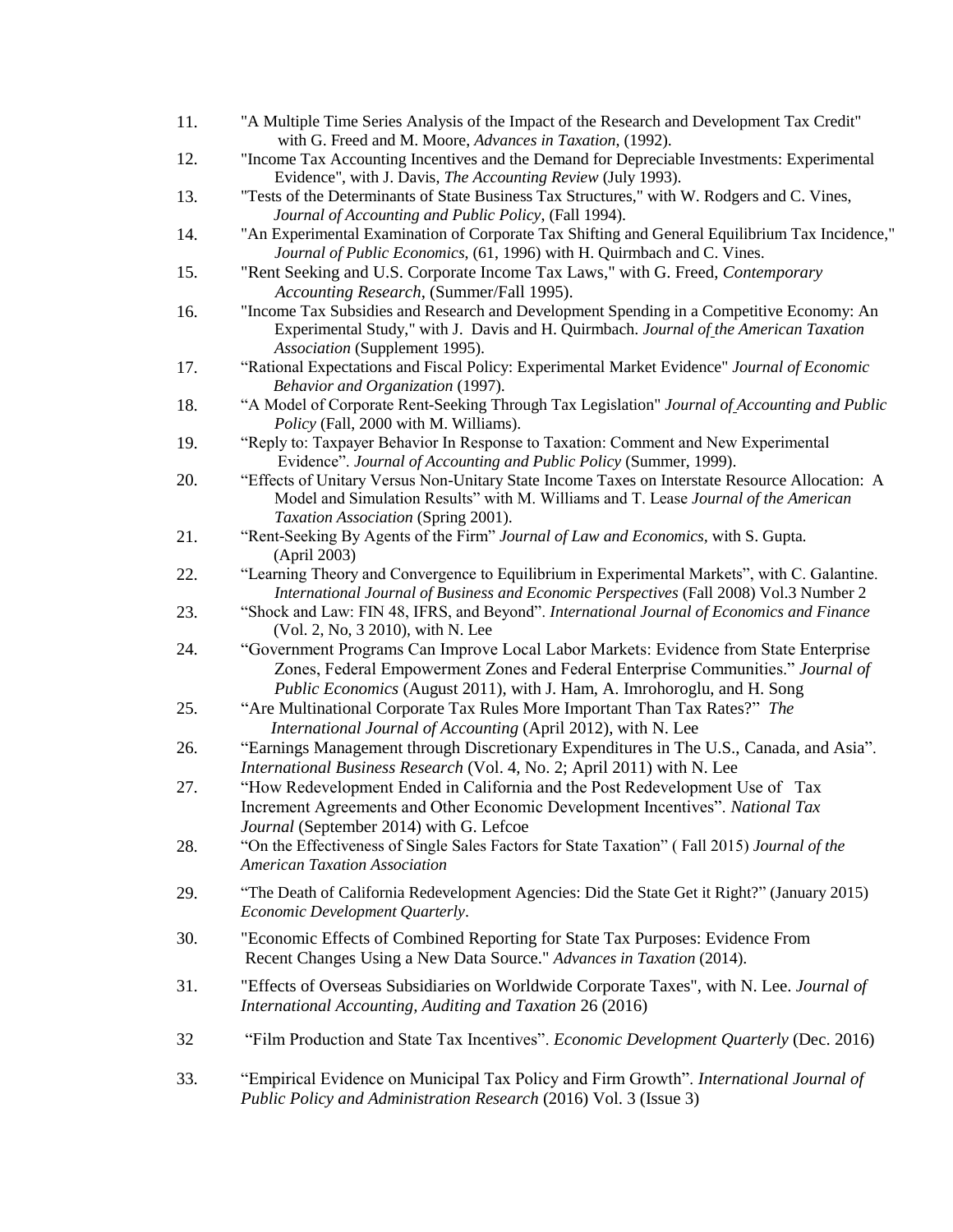11. "A Multiple Time Series Analysis of the Impact of the Research and Development Tax Credit" with G. Freed and M. Moore, *Advances in Taxation*, (1992).
12. "Income Tax Accounting Incentives and the Demand for Depreciable Investments: Experimental Evidence", with J. Davis, *The Accounting Review* (July 1993).
13. "Tests of the Determinants of State Business Tax Structures," with W. Rodgers and C. Vines, *Journal of Accounting and Public Policy*, (Fall 1994).
14. "An Experimental Examination of Corporate Tax Shifting and General Equilibrium Tax Incidence," *Journal of Public Economics*, (61, 1996) with H. Quirmbach and C. Vines.
15. "Rent Seeking and U.S. Corporate Income Tax Laws," with G. Freed, *Contemporary Accounting Research*, (Summer/Fall 1995).
16. "Income Tax Subsidies and Research and Development Spending in a Competitive Economy: An Experimental Study," with J. Davis and H. Quirmbach. *Journal of the American Taxation Association* (Supplement 1995).
17. "Rational Expectations and Fiscal Policy: Experimental Market Evidence" *Journal of Economic Behavior and Organization* (1997).
18. "A Model of Corporate Rent-Seeking Through Tax Legislation" *Journal of Accounting and Public Policy* (Fall, 2000 with M. Williams).
19. "Reply to: Taxpayer Behavior In Response to Taxation: Comment and New Experimental Evidence". *Journal of Accounting and Public Policy* (Summer, 1999).
20. "Effects of Unitary Versus Non-Unitary State Income Taxes on Interstate Resource Allocation: A Model and Simulation Results" with M. Williams and T. Lease *Journal of the American Taxation Association* (Spring 2001).
21. "Rent-Seeking By Agents of the Firm" *Journal of Law and Economics*, with S. Gupta. (April 2003)
22. "Learning Theory and Convergence to Equilibrium in Experimental Markets", with C. Galantine. *International Journal of Business and Economic Perspectives* (Fall 2008) Vol.3 Number 2
23. "Shock and Law: FIN 48, IFRS, and Beyond". *International Journal of Economics and Finance* (Vol. 2, No, 3 2010), with N. Lee
24. "Government Programs Can Improve Local Labor Markets: Evidence from State Enterprise Zones, Federal Empowerment Zones and Federal Enterprise Communities." *Journal of Public Economics* (August 2011), with J. Ham, A. Imrohoroglu, and H. Song
25. "Are Multinational Corporate Tax Rules More Important Than Tax Rates?" *The International Journal of Accounting* (April 2012), with N. Lee
26. "Earnings Management through Discretionary Expenditures in The U.S., Canada, and Asia". *International Business Research* (Vol. 4, No. 2; April 2011) with N. Lee
27. "How Redevelopment Ended in California and the Post Redevelopment Use of Tax Increment Agreements and Other Economic Development Incentives". *National Tax Journal* (September 2014) with G. Lefcoe
28. "On the Effectiveness of Single Sales Factors for State Taxation" ( Fall 2015) *Journal of the American Taxation Association*
29. "The Death of California Redevelopment Agencies: Did the State Get it Right?" (January 2015) *Economic Development Quarterly*.
30. "Economic Effects of Combined Reporting for State Tax Purposes: Evidence From Recent Changes Using a New Data Source." *Advances in Taxation* (2014).
31. "Effects of Overseas Subsidiaries on Worldwide Corporate Taxes", with N. Lee. *Journal of International Accounting, Auditing and Taxation* 26 (2016)
32. "Film Production and State Tax Incentives". *Economic Development Quarterly* (Dec. 2016)
33. "Empirical Evidence on Municipal Tax Policy and Firm Growth". *International Journal of Public Policy and Administration Research* (2016) Vol. 3 (Issue 3)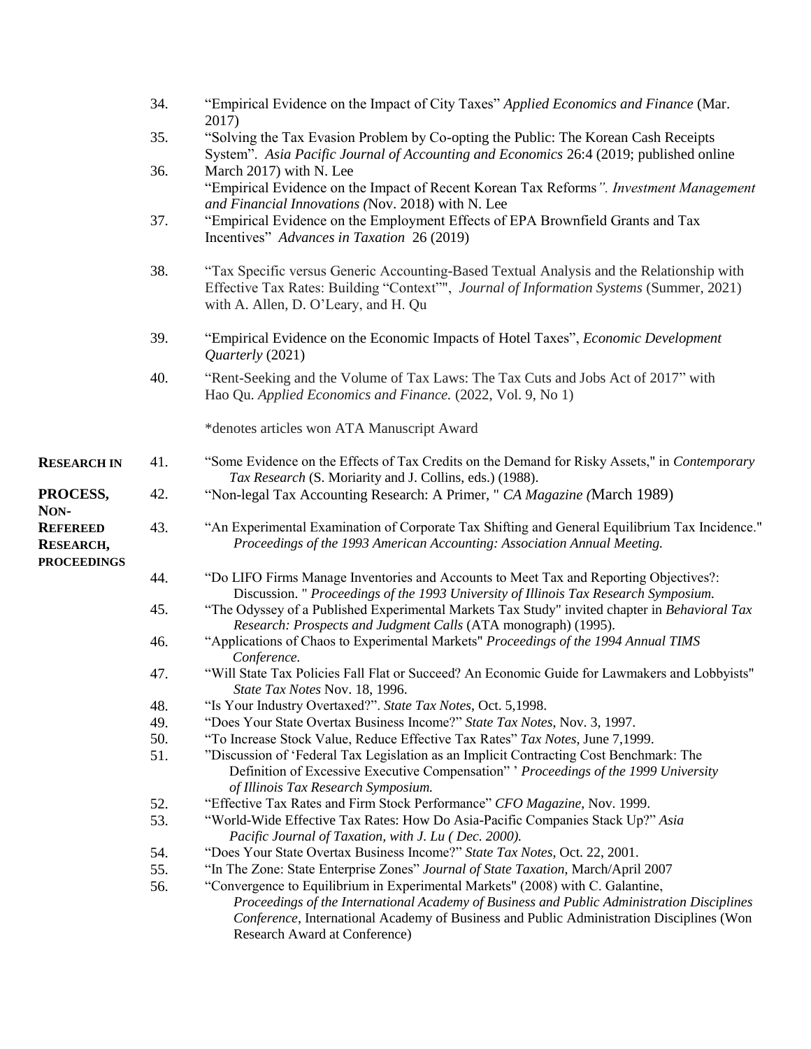34. "Empirical Evidence on the Impact of City Taxes" *Applied Economics and Finance* (Mar. 2017)
35. "Solving the Tax Evasion Problem by Co-opting the Public: The Korean Cash Receipts System". *Asia Pacific Journal of Accounting and Economics* 26:4 (2019; published online March 2017) with N. Lee
36. "Empirical Evidence on the Impact of Recent Korean Tax Reforms*". Investment Management and Financial Innovations (*Nov. 2018) with N. Lee
37. "Empirical Evidence on the Employment Effects of EPA Brownfield Grants and Tax Incentives" *Advances in Taxation* 26 (2019)
38. "Tax Specific versus Generic Accounting-Based Textual Analysis and the Relationship with Effective Tax Rates: Building "Context"", *Journal of Information Systems* (Summer, 2021) with A. Allen, D. O'Leary, and H. Qu
39. "Empirical Evidence on the Economic Impacts of Hotel Taxes", *Economic Development Quarterly* (2021)
40. "Rent-Seeking and the Volume of Tax Laws: The Tax Cuts and Jobs Act of 2017" with Hao Qu. *Applied Economics and Finance.* (2022, Vol. 9, No 1)

*denotes articles won ATA Manuscript Award

**RESEARCH IN PROCESS, NON-REFEREED RESEARCH, PROCEEDINGS**

41. "Some Evidence on the Effects of Tax Credits on the Demand for Risky Assets," in *Contemporary Tax Research* (S. Moriarity and J. Collins, eds.) (1988).
42. "Non-legal Tax Accounting Research: A Primer, " *CA Magazine (*March 1989)
43. "An Experimental Examination of Corporate Tax Shifting and General Equilibrium Tax Incidence." *Proceedings of the 1993 American Accounting: Association Annual Meeting.*
44. "Do LIFO Firms Manage Inventories and Accounts to Meet Tax and Reporting Objectives?: Discussion. " *Proceedings of the 1993 University of Illinois Tax Research Symposium.*
45. "The Odyssey of a Published Experimental Markets Tax Study" invited chapter in *Behavioral Tax Research: Prospects and Judgment Calls* (ATA monograph) (1995).
46. "Applications of Chaos to Experimental Markets" *Proceedings of the 1994 Annual TIMS Conference.*
47. "Will State Tax Policies Fall Flat or Succeed? An Economic Guide for Lawmakers and Lobbyists" *State Tax Notes* Nov. 18, 1996.
48. "Is Your Industry Overtaxed?". *State Tax Notes*, Oct. 5,1998.
49. "Does Your State Overtax Business Income?" *State Tax Notes*, Nov. 3, 1997.
50. "To Increase Stock Value, Reduce Effective Tax Rates" *Tax Notes*, June 7,1999.
51. "Discussion of 'Federal Tax Legislation as an Implicit Contracting Cost Benchmark: The Definition of Excessive Executive Compensation" ' *Proceedings of the 1999 University of Illinois Tax Research Symposium.*
52. "Effective Tax Rates and Firm Stock Performance" *CFO Magazine*, Nov. 1999.
53. "World-Wide Effective Tax Rates: How Do Asia-Pacific Companies Stack Up?" *Asia Pacific Journal of Taxation, with J. Lu ( Dec. 2000).*
54. "Does Your State Overtax Business Income?" *State Tax Notes*, Oct. 22, 2001.
55. "In The Zone: State Enterprise Zones" *Journal of State Taxation*, March/April 2007
56. "Convergence to Equilibrium in Experimental Markets" (2008) with C. Galantine, *Proceedings of the International Academy of Business and Public Administration Disciplines Conference*, International Academy of Business and Public Administration Disciplines (Won Research Award at Conference)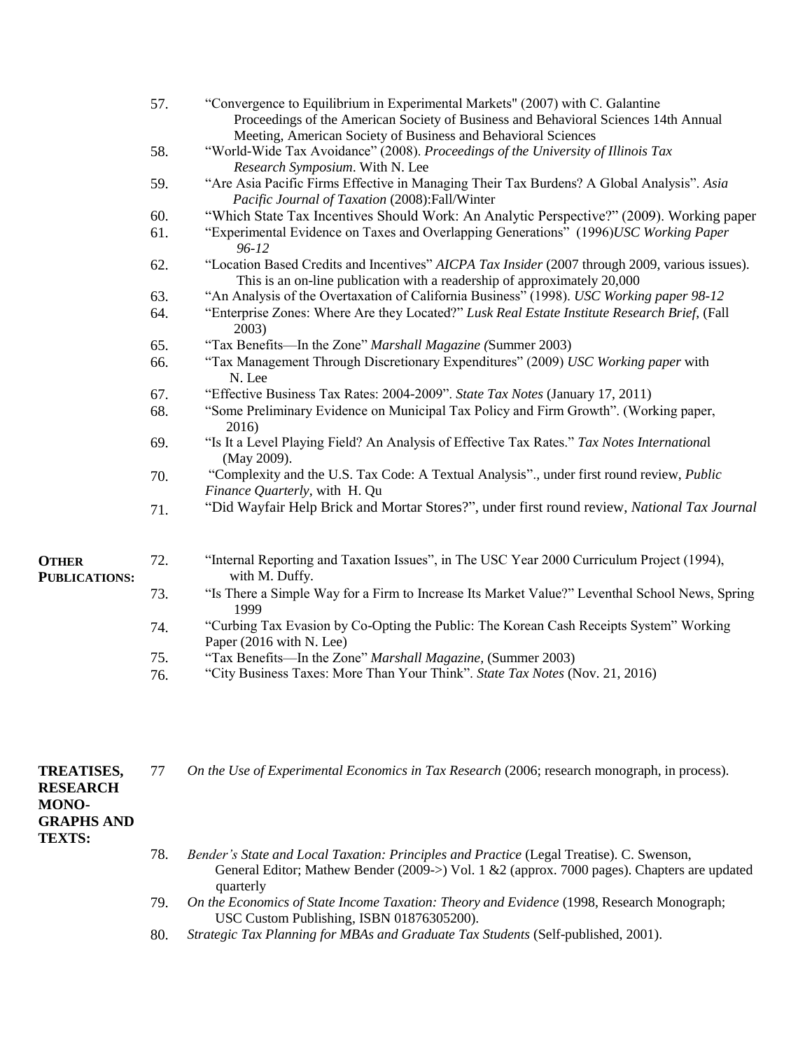57. "Convergence to Equilibrium in Experimental Markets" (2007) with C. Galantine Proceedings of the American Society of Business and Behavioral Sciences 14th Annual Meeting, American Society of Business and Behavioral Sciences
58. "World-Wide Tax Avoidance" (2008). *Proceedings of the University of Illinois Tax Research Symposium*. With N. Lee
59. "Are Asia Pacific Firms Effective in Managing Their Tax Burdens? A Global Analysis". *Asia Pacific Journal of Taxation* (2008):Fall/Winter
60. "Which State Tax Incentives Should Work: An Analytic Perspective?" (2009). Working paper
61. "Experimental Evidence on Taxes and Overlapping Generations" (1996)*USC Working Paper 96-12*
62. "Location Based Credits and Incentives" *AICPA Tax Insider* (2007 through 2009, various issues). This is an on-line publication with a readership of approximately 20,000
63. "An Analysis of the Overtaxation of California Business" (1998). *USC Working paper 98-12*
64. "Enterprise Zones: Where Are they Located?" *Lusk Real Estate Institute Research Brief*, (Fall 2003)
65. "Tax Benefits—In the Zone" *Marshall Magazine (*Summer 2003)
66. "Tax Management Through Discretionary Expenditures" (2009) *USC Working paper* with N. Lee
67. "Effective Business Tax Rates: 2004-2009". *State Tax Notes* (January 17, 2011)
68. "Some Preliminary Evidence on Municipal Tax Policy and Firm Growth". (Working paper, 2016)
69. "Is It a Level Playing Field? An Analysis of Effective Tax Rates." *Tax Notes Internationa*l (May 2009).
70. "Complexity and the U.S. Tax Code: A Textual Analysis"., under first round review, *Public Finance Quarterly*, with H. Qu
71. "Did Wayfair Help Brick and Mortar Stores?", under first round review, *National Tax Journal*

**OTHER PUBLICATIONS:**

72. "Internal Reporting and Taxation Issues", in The USC Year 2000 Curriculum Project (1994), with M. Duffy.
73. "Is There a Simple Way for a Firm to Increase Its Market Value?" Leventhal School News, Spring 1999
74. "Curbing Tax Evasion by Co-Opting the Public: The Korean Cash Receipts System" Working Paper (2016 with N. Lee)
75. "Tax Benefits—In the Zone" *Marshall Magazine*, (Summer 2003)
76. "City Business Taxes: More Than Your Think". *State Tax Notes* (Nov. 21, 2016)

**TREATISES, RESEARCH MONO-GRAPHS AND TEXTS:**

77. *On the Use of Experimental Economics in Tax Research* (2006; research monograph, in process).
78. *Bender's State and Local Taxation: Principles and Practice* (Legal Treatise). C. Swenson, General Editor; Mathew Bender (2009->) Vol. 1 &2 (approx. 7000 pages). Chapters are updated quarterly
79. *On the Economics of State Income Taxation: Theory and Evidence* (1998, Research Monograph; USC Custom Publishing, ISBN 01876305200).
80. *Strategic Tax Planning for MBAs and Graduate Tax Students* (Self-published, 2001).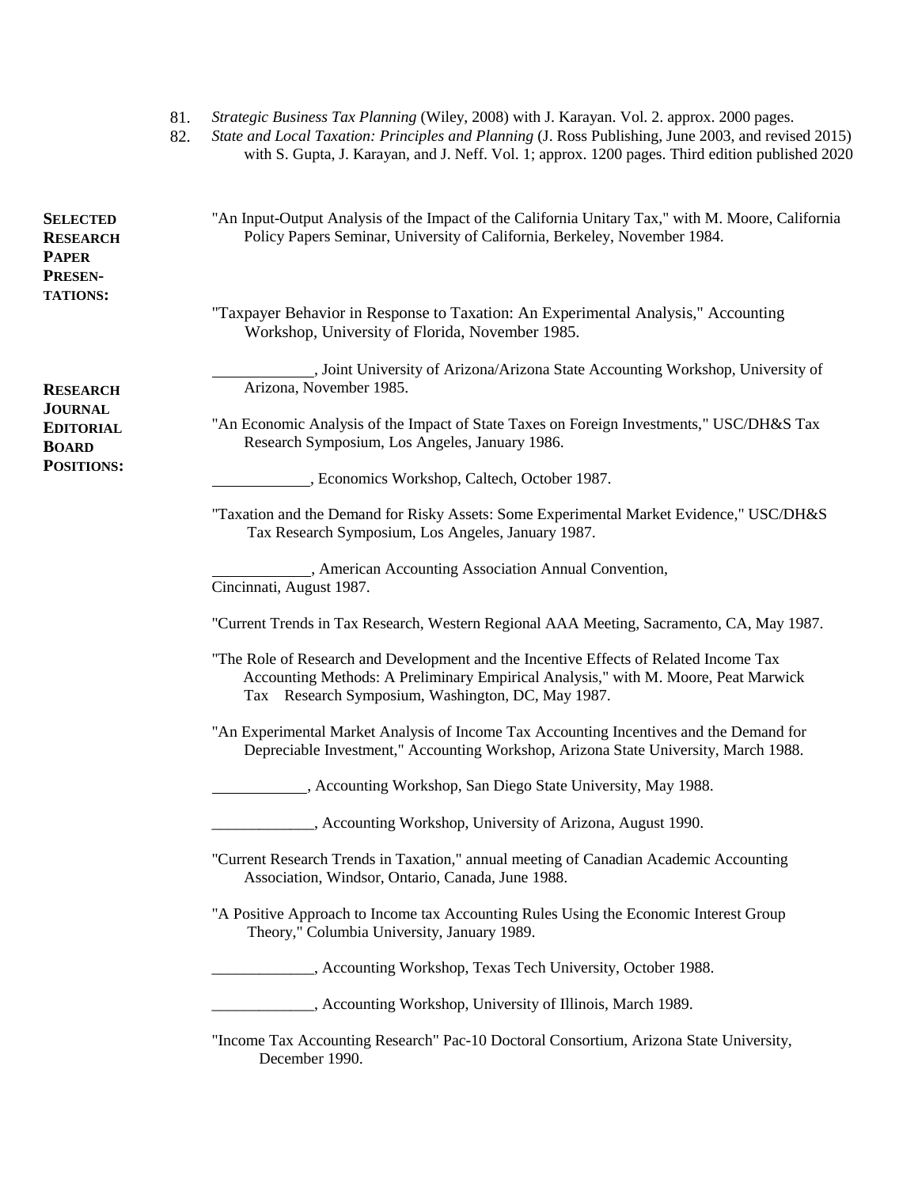81. *Strategic Business Tax Planning* (Wiley, 2008) with J. Karayan. Vol. 2. approx. 2000 pages.
82. *State and Local Taxation: Principles and Planning* (J. Ross Publishing, June 2003, and revised 2015) with S. Gupta, J. Karayan, and J. Neff. Vol. 1; approx. 1200 pages. Third edition published 2020

**SELECTED RESEARCH PAPER PRESENTATIONS:**

"An Input-Output Analysis of the Impact of the California Unitary Tax," with M. Moore, California Policy Papers Seminar, University of California, Berkeley, November 1984.

"Taxpayer Behavior in Response to Taxation: An Experimental Analysis," Accounting Workshop, University of Florida, November 1985.

____________, Joint University of Arizona/Arizona State Accounting Workshop, University of Arizona, November 1985.

**RESEARCH JOURNAL EDITORIAL BOARD POSITIONS:**

"An Economic Analysis of the Impact of State Taxes on Foreign Investments," USC/DH&S Tax Research Symposium, Los Angeles, January 1986.

____________, Economics Workshop, Caltech, October 1987.

"Taxation and the Demand for Risky Assets: Some Experimental Market Evidence," USC/DH&S Tax Research Symposium, Los Angeles, January 1987.

____________, American Accounting Association Annual Convention, Cincinnati, August 1987.

"Current Trends in Tax Research, Western Regional AAA Meeting, Sacramento, CA, May 1987.

"The Role of Research and Development and the Incentive Effects of Related Income Tax Accounting Methods: A Preliminary Empirical Analysis," with M. Moore, Peat Marwick Tax Research Symposium, Washington, DC, May 1987.

"An Experimental Market Analysis of Income Tax Accounting Incentives and the Demand for Depreciable Investment," Accounting Workshop, Arizona State University, March 1988.

____________, Accounting Workshop, San Diego State University, May 1988.

____________, Accounting Workshop, University of Arizona, August 1990.

"Current Research Trends in Taxation," annual meeting of Canadian Academic Accounting Association, Windsor, Ontario, Canada, June 1988.

"A Positive Approach to Income tax Accounting Rules Using the Economic Interest Group Theory," Columbia University, January 1989.

____________, Accounting Workshop, Texas Tech University, October 1988.

____________, Accounting Workshop, University of Illinois, March 1989.

"Income Tax Accounting Research" Pac-10 Doctoral Consortium, Arizona State University, December 1990.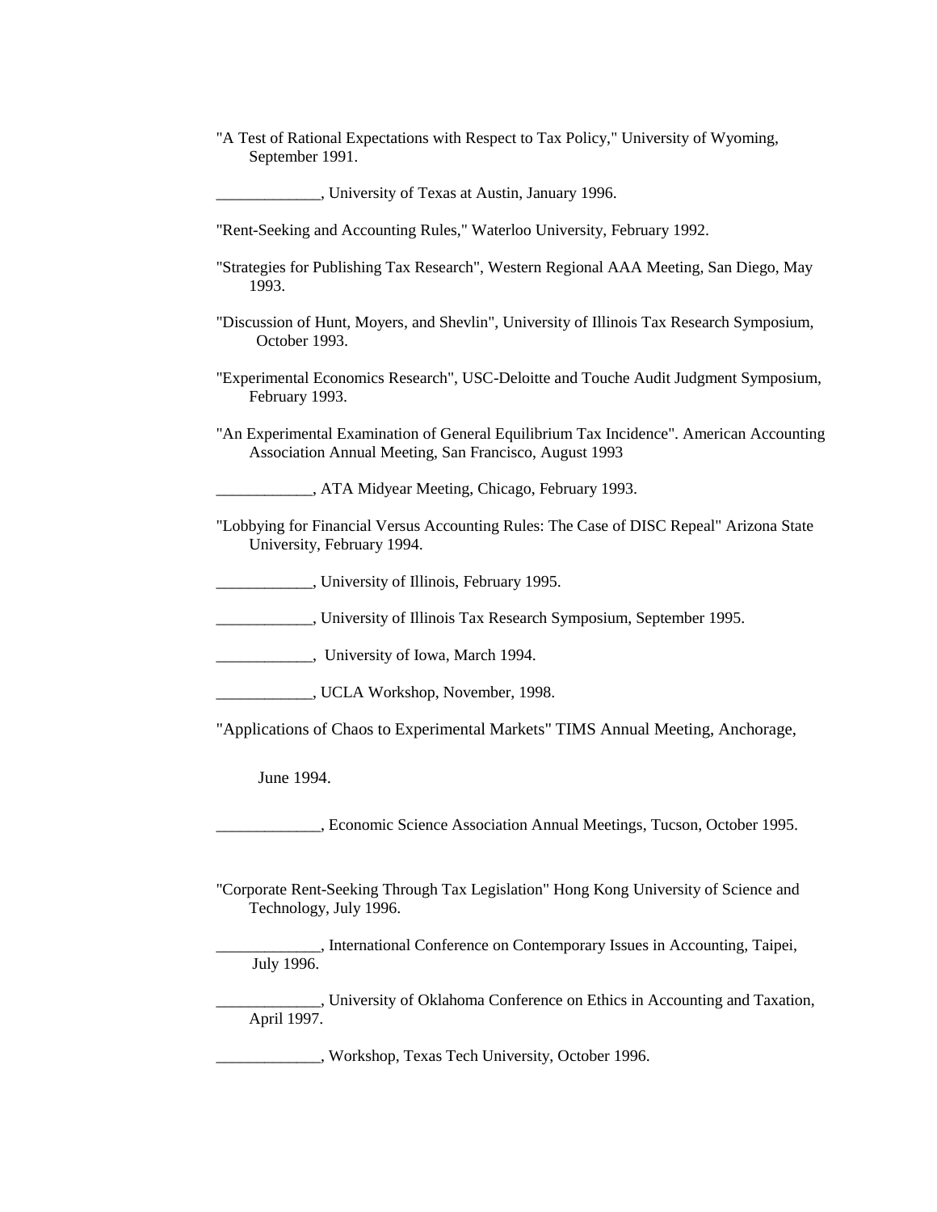"A Test of Rational Expectations with Respect to Tax Policy," University of Wyoming, September 1991.

_____________, University of Texas at Austin, January 1996.

"Rent-Seeking and Accounting Rules," Waterloo University, February 1992.

"Strategies for Publishing Tax Research", Western Regional AAA Meeting, San Diego, May 1993.

"Discussion of Hunt, Moyers, and Shevlin", University of Illinois Tax Research Symposium, October 1993.

"Experimental Economics Research", USC-Deloitte and Touche Audit Judgment Symposium, February 1993.

"An Experimental Examination of General Equilibrium Tax Incidence". American Accounting Association Annual Meeting, San Francisco, August 1993

____________, ATA Midyear Meeting, Chicago, February 1993.

"Lobbying for Financial Versus Accounting Rules: The Case of DISC Repeal" Arizona State University, February 1994.

____________, University of Illinois, February 1995.

____________, University of Illinois Tax Research Symposium, September 1995.

____________, University of Iowa, March 1994.

____________, UCLA Workshop, November, 1998.

"Applications of Chaos to Experimental Markets" TIMS Annual Meeting, Anchorage, June 1994.

_____________, Economic Science Association Annual Meetings, Tucson, October 1995.

"Corporate Rent-Seeking Through Tax Legislation" Hong Kong University of Science and Technology, July 1996.

_____________, International Conference on Contemporary Issues in Accounting, Taipei, July 1996.

_____________, University of Oklahoma Conference on Ethics in Accounting and Taxation, April 1997.

_____________, Workshop, Texas Tech University, October 1996.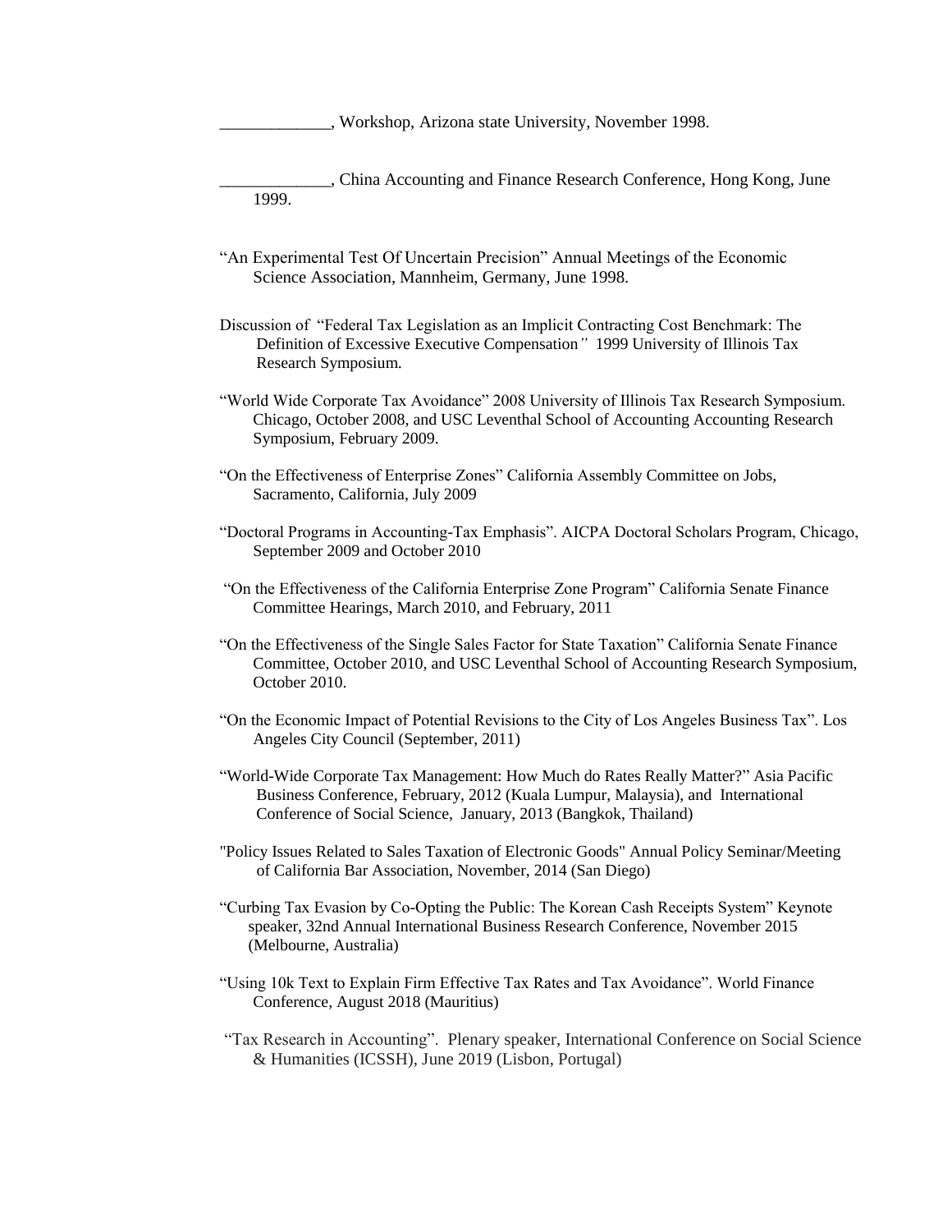_____________, Workshop, Arizona state University, November 1998.

_____________, China Accounting and Finance Research Conference, Hong Kong, June 1999.

"An Experimental Test Of Uncertain Precision" Annual Meetings of the Economic Science Association, Mannheim, Germany, June 1998.

Discussion of "Federal Tax Legislation as an Implicit Contracting Cost Benchmark: The Definition of Excessive Executive Compensation" 1999 University of Illinois Tax Research Symposium.

"World Wide Corporate Tax Avoidance" 2008 University of Illinois Tax Research Symposium. Chicago, October 2008, and USC Leventhal School of Accounting Accounting Research Symposium, February 2009.

"On the Effectiveness of Enterprise Zones" California Assembly Committee on Jobs, Sacramento, California, July 2009

"Doctoral Programs in Accounting-Tax Emphasis". AICPA Doctoral Scholars Program, Chicago, September 2009 and October 2010

"On the Effectiveness of the California Enterprise Zone Program" California Senate Finance Committee Hearings, March 2010, and February, 2011

"On the Effectiveness of the Single Sales Factor for State Taxation" California Senate Finance Committee, October 2010, and USC Leventhal School of Accounting Research Symposium, October 2010.

"On the Economic Impact of Potential Revisions to the City of Los Angeles Business Tax". Los Angeles City Council (September, 2011)

"World-Wide Corporate Tax Management: How Much do Rates Really Matter?" Asia Pacific Business Conference, February, 2012 (Kuala Lumpur, Malaysia), and International Conference of Social Science, January, 2013 (Bangkok, Thailand)

"Policy Issues Related to Sales Taxation of Electronic Goods" Annual Policy Seminar/Meeting of California Bar Association, November, 2014 (San Diego)

"Curbing Tax Evasion by Co-Opting the Public: The Korean Cash Receipts System" Keynote speaker, 32nd Annual International Business Research Conference, November 2015 (Melbourne, Australia)

"Using 10k Text to Explain Firm Effective Tax Rates and Tax Avoidance". World Finance Conference, August 2018 (Mauritius)

"Tax Research in Accounting". Plenary speaker, International Conference on Social Science & Humanities (ICSSH), June 2019 (Lisbon, Portugal)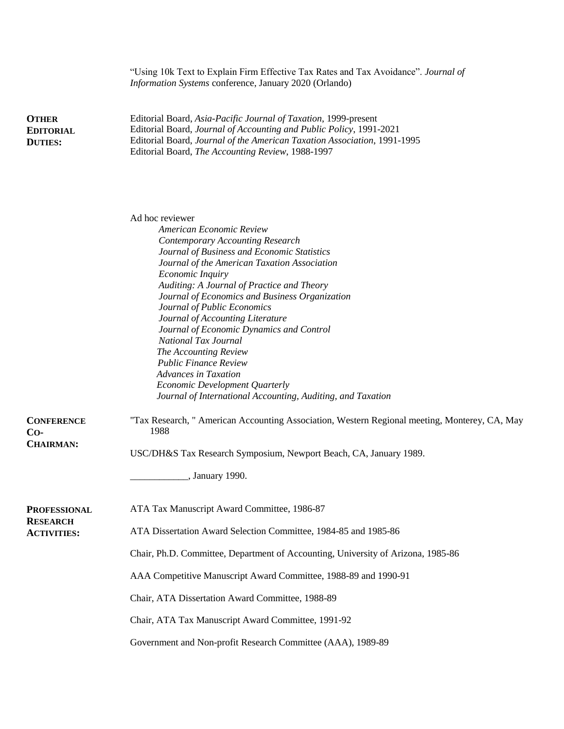"Using 10k Text to Explain Firm Effective Tax Rates and Tax Avoidance". *Journal of Information Systems* conference, January 2020 (Orlando)

**OTHER EDITORIAL DUTIES:**

Editorial Board, *Asia-Pacific Journal of Taxation*, 1999-present
Editorial Board, *Journal of Accounting and Public Policy*, 1991-2021
Editorial Board, *Journal of the American Taxation Association*, 1991-1995
Editorial Board, *The Accounting Review*, 1988-1997

Ad hoc reviewer

- *American Economic Review*
- *Contemporary Accounting Research*
- *Journal of Business and Economic Statistics*
- *Journal of the American Taxation Association*
- *Economic Inquiry*
- *Auditing: A Journal of Practice and Theory*
- *Journal of Economics and Business Organization*
- *Journal of Public Economics*
- *Journal of Accounting Literature*
- *Journal of Economic Dynamics and Control*
- *National Tax Journal*
- *The Accounting Review*
- *Public Finance Review*
- *Advances in Taxation*
- *Economic Development Quarterly*
- *Journal of International Accounting, Auditing, and Taxation*

**CONFERENCE CO-CHAIRMAN:**

"Tax Research, " American Accounting Association, Western Regional meeting, Monterey, CA, May 1988

USC/DH&S Tax Research Symposium, Newport Beach, CA, January 1989.

____________, January 1990.

**PROFESSIONAL RESEARCH ACTIVITIES:**

ATA Tax Manuscript Award Committee, 1986-87

ATA Dissertation Award Selection Committee, 1984-85 and 1985-86

Chair, Ph.D. Committee, Department of Accounting, University of Arizona, 1985-86

AAA Competitive Manuscript Award Committee, 1988-89 and 1990-91

Chair, ATA Dissertation Award Committee, 1988-89

Chair, ATA Tax Manuscript Award Committee, 1991-92

Government and Non-profit Research Committee (AAA), 1989-89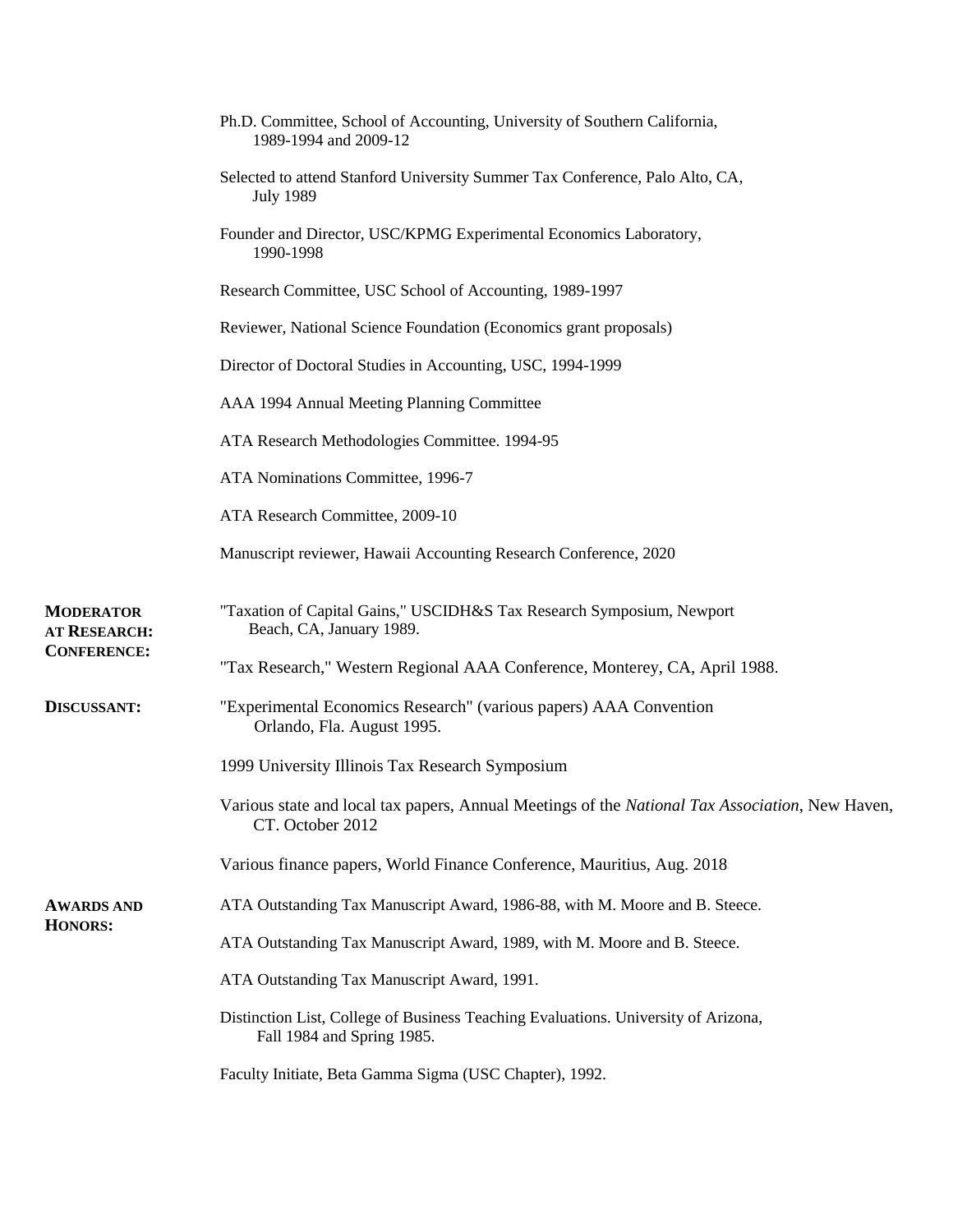Ph.D. Committee, School of Accounting, University of Southern California, 1989-1994 and 2009-12

Selected to attend Stanford University Summer Tax Conference, Palo Alto, CA, July 1989

Founder and Director, USC/KPMG Experimental Economics Laboratory, 1990-1998

Research Committee, USC School of Accounting, 1989-1997

Reviewer, National Science Foundation (Economics grant proposals)

Director of Doctoral Studies in Accounting, USC, 1994-1999

AAA 1994 Annual Meeting Planning Committee

ATA Research Methodologies Committee. 1994-95

ATA Nominations Committee, 1996-7

ATA Research Committee, 2009-10

Manuscript reviewer, Hawaii Accounting Research Conference, 2020

**MODERATOR AT RESEARCH: CONFERENCE:**

"Taxation of Capital Gains," USCIDH&S Tax Research Symposium, Newport Beach, CA, January 1989.

"Tax Research," Western Regional AAA Conference, Monterey, CA, April 1988.

**DISCUSSANT:**

"Experimental Economics Research" (various papers) AAA Convention Orlando, Fla. August 1995.

1999 University Illinois Tax Research Symposium

Various state and local tax papers, Annual Meetings of the *National Tax Association*, New Haven, CT. October 2012

Various finance papers, World Finance Conference, Mauritius, Aug. 2018

**AWARDS AND HONORS:**

ATA Outstanding Tax Manuscript Award, 1986-88, with M. Moore and B. Steece.

ATA Outstanding Tax Manuscript Award, 1989, with M. Moore and B. Steece.

ATA Outstanding Tax Manuscript Award, 1991.

Distinction List, College of Business Teaching Evaluations. University of Arizona, Fall 1984 and Spring 1985.

Faculty Initiate, Beta Gamma Sigma (USC Chapter), 1992.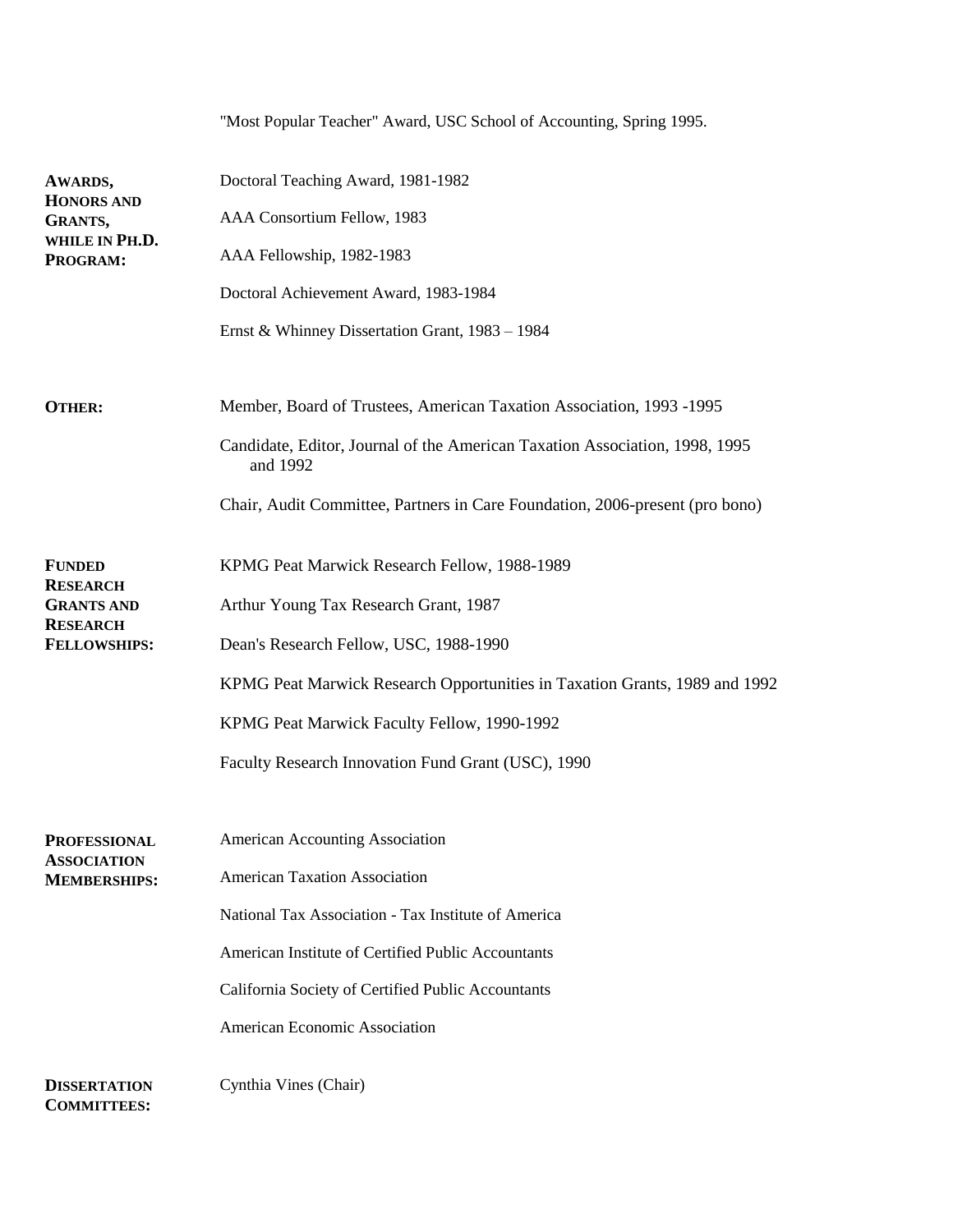"Most Popular Teacher" Award, USC School of Accounting, Spring 1995.

**AWARDS, HONORS AND GRANTS, WHILE IN PH.D. PROGRAM:**

Doctoral Teaching Award, 1981-1982

AAA Consortium Fellow, 1983

AAA Fellowship, 1982-1983

Doctoral Achievement Award, 1983-1984

Ernst & Whinney Dissertation Grant, 1983 – 1984

**OTHER:**

Member, Board of Trustees, American Taxation Association, 1993 -1995

Candidate, Editor, Journal of the American Taxation Association, 1998, 1995 and 1992

Chair, Audit Committee, Partners in Care Foundation, 2006-present (pro bono)

**FUNDED RESEARCH GRANTS AND RESEARCH FELLOWSHIPS:**

KPMG Peat Marwick Research Fellow, 1988-1989

Arthur Young Tax Research Grant, 1987

Dean's Research Fellow, USC, 1988-1990

KPMG Peat Marwick Research Opportunities in Taxation Grants, 1989 and 1992

KPMG Peat Marwick Faculty Fellow, 1990-1992

Faculty Research Innovation Fund Grant (USC), 1990

**PROFESSIONAL ASSOCIATION MEMBERSHIPS:**

American Accounting Association

American Taxation Association

National Tax Association - Tax Institute of America

American Institute of Certified Public Accountants

California Society of Certified Public Accountants

American Economic Association

**DISSERTATION COMMITTEES:**

Cynthia Vines (Chair)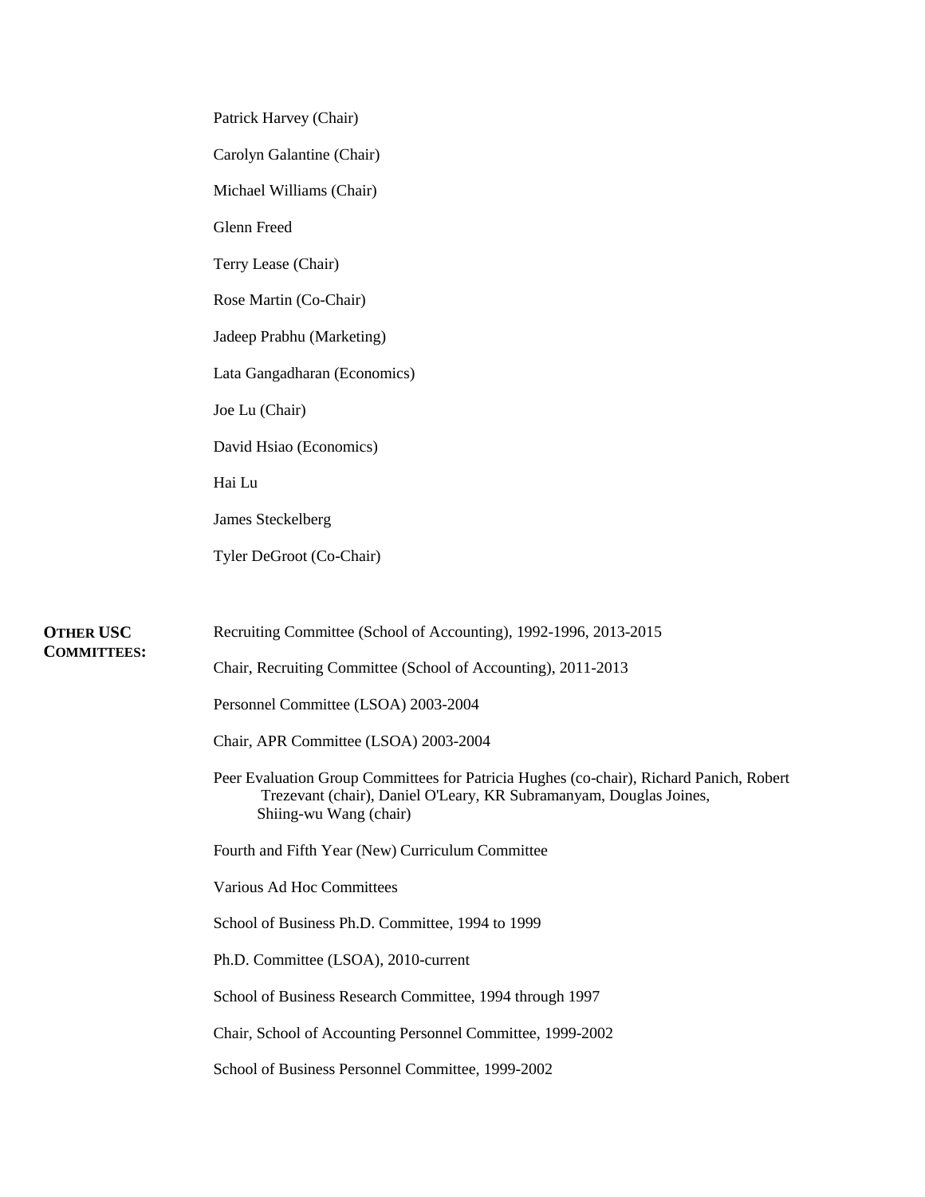Patrick Harvey (Chair)

Carolyn Galantine (Chair)

Michael Williams (Chair)

Glenn Freed

Terry Lease (Chair)

Rose Martin (Co-Chair)

Jadeep Prabhu (Marketing)

Lata Gangadharan (Economics)

Joe Lu (Chair)

David Hsiao (Economics)

Hai Lu

James Steckelberg

Tyler DeGroot (Co-Chair)

**OTHER USC COMMITTEES:**

Recruiting Committee (School of Accounting), 1992-1996, 2013-2015

Chair, Recruiting Committee (School of Accounting), 2011-2013

Personnel Committee (LSOA) 2003-2004

Chair, APR Committee (LSOA) 2003-2004

Peer Evaluation Group Committees for Patricia Hughes (co-chair), Richard Panich, Robert Trezevant (chair), Daniel O'Leary, KR Subramanyam, Douglas Joines, Shiing-wu Wang (chair)

Fourth and Fifth Year (New) Curriculum Committee

Various Ad Hoc Committees

School of Business Ph.D. Committee, 1994 to 1999

Ph.D. Committee (LSOA), 2010-current

School of Business Research Committee, 1994 through 1997

Chair, School of Accounting Personnel Committee, 1999-2002

School of Business Personnel Committee, 1999-2002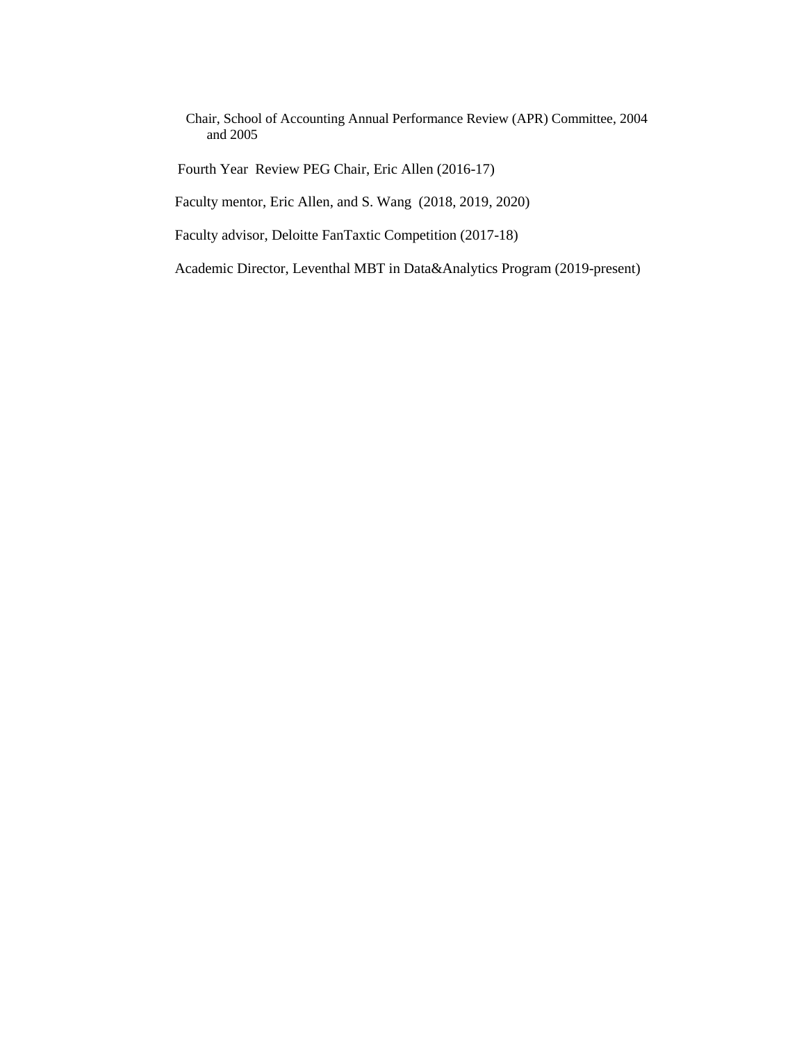Chair, School of Accounting Annual Performance Review (APR) Committee, 2004 and 2005

Fourth Year Review PEG Chair, Eric Allen (2016-17)

Faculty mentor, Eric Allen, and S. Wang (2018, 2019, 2020)

Faculty advisor, Deloitte FanTaxtic Competition (2017-18)

Academic Director, Leventhal MBT in Data&Analytics Program (2019-present)